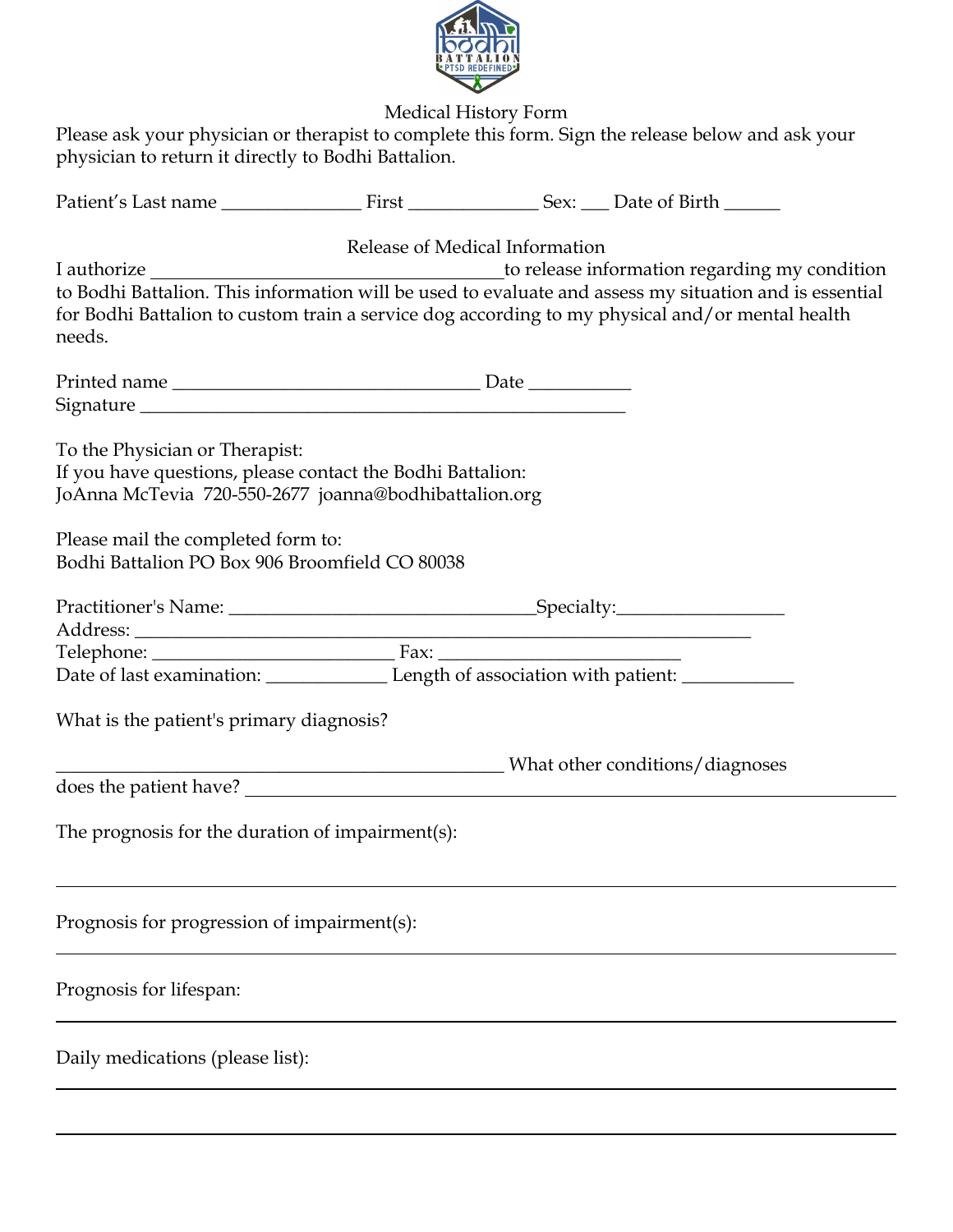# Medical History Form

Please ask your physician or therapist to complete this form. Sign the release below and ask your physician to return it directly to Bodhi Battalion.

Patient's Last name ______________ First _____________ Sex: ___ Date of Birth ______

## Release of Medical Information

I authorize ____________________________________to release information regarding my condition to Bodhi Battalion. This information will be used to evaluate and assess my situation and is essential for Bodhi Battalion to custom train a service dog according to my physical and/or mental health needs.

Printed name _______________________________ Date __________

Signature __________________________________________________

To the Physician or Therapist:
If you have questions, please contact the Bodhi Battalion:
JoAnna McTevia 720-550-2677 joanna@bodhibattalion.org

Please mail the completed form to:
Bodhi Battalion PO Box 906 Broomfield CO 80038

Practitioner's Name: ________________________________Specialty:_________________

Address: ____________________________________________________________________

Telephone: _________________________ Fax: _________________________

Date of last examination: ____________ Length of association with patient: ___________

What is the patient's primary diagnosis?

______________________________________________ What other conditions/diagnoses does the patient have? ___________________________________________________________

The prognosis for the duration of impairment(s):

_____________________________________________________________________________

Prognosis for progression of impairment(s):

_____________________________________________________________________________

Prognosis for lifespan:

_____________________________________________________________________________

Daily medications (please list):

_____________________________________________________________________________

_____________________________________________________________________________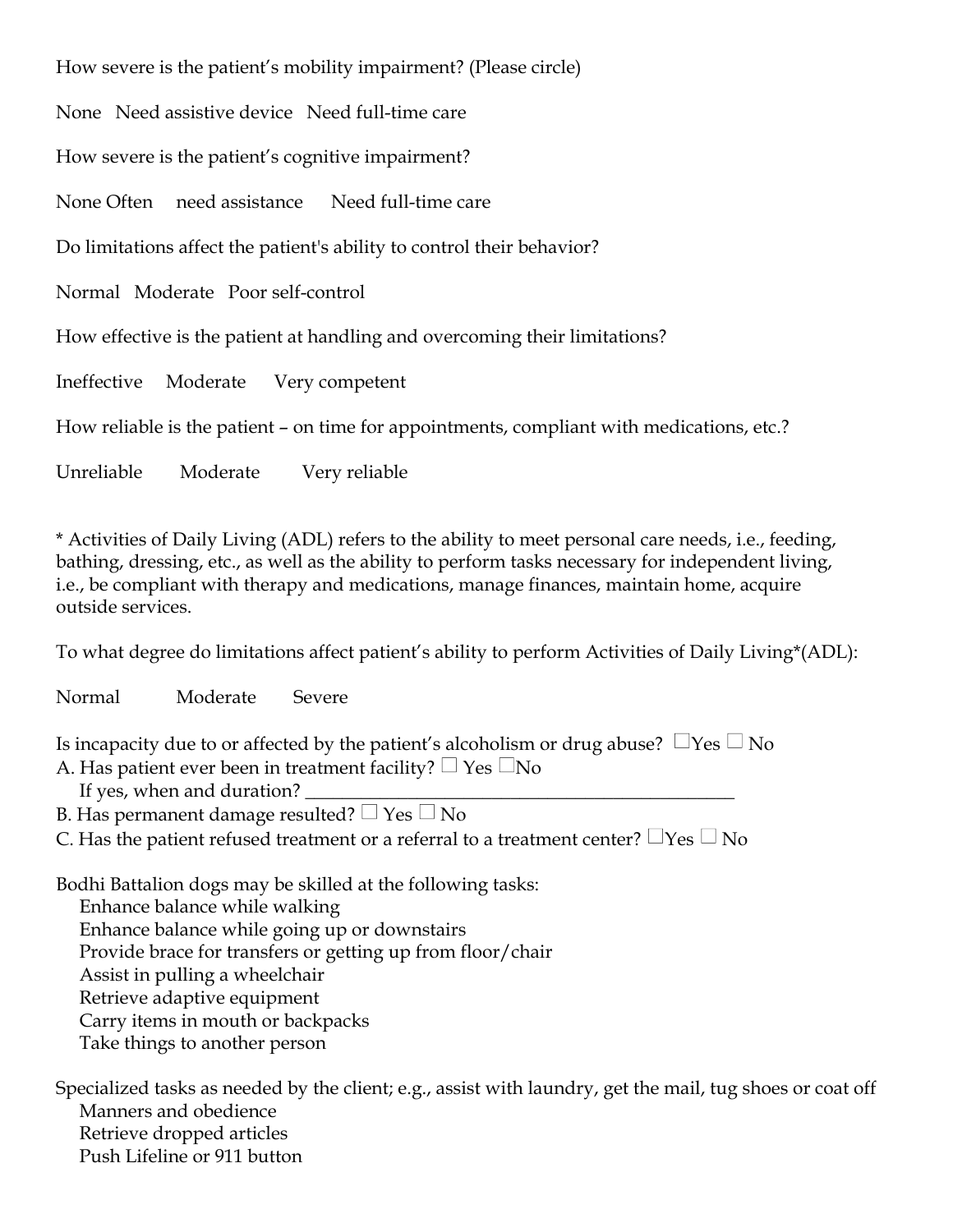How severe is the patient's mobility impairment? (Please circle)

None   Need assistive device   Need full-time care

How severe is the patient's cognitive impairment?

None Often   need assistance   Need full-time care

Do limitations affect the patient's ability to control their behavior?

Normal   Moderate   Poor self-control

How effective is the patient at handling and overcoming their limitations?

Ineffective   Moderate   Very competent

How reliable is the patient – on time for appointments, compliant with medications, etc.?

Unreliable   Moderate   Very reliable

* Activities of Daily Living (ADL) refers to the ability to meet personal care needs, i.e., feeding, bathing, dressing, etc., as well as the ability to perform tasks necessary for independent living, i.e., be compliant with therapy and medications, manage finances, maintain home, acquire outside services.

To what degree do limitations affect patient's ability to perform Activities of Daily Living*(ADL):

Normal   Moderate   Severe

Is incapacity due to or affected by the patient's alcoholism or drug abuse? ☐Yes ☐ No

A. Has patient ever been in treatment facility? ☐ Yes ☐No
   If yes, when and duration? ________________________________________________
B. Has permanent damage resulted? ☐ Yes ☐ No
C. Has the patient refused treatment or a referral to a treatment center? ☐Yes ☐ No

Bodhi Battalion dogs may be skilled at the following tasks:

- Enhance balance while walking
- Enhance balance while going up or downstairs
- Provide brace for transfers or getting up from floor/chair
- Assist in pulling a wheelchair
- Retrieve adaptive equipment
- Carry items in mouth or backpacks
- Take things to another person

Specialized tasks as needed by the client; e.g., assist with laundry, get the mail, tug shoes or coat off

- Manners and obedience
- Retrieve dropped articles
- Push Lifeline or 911 button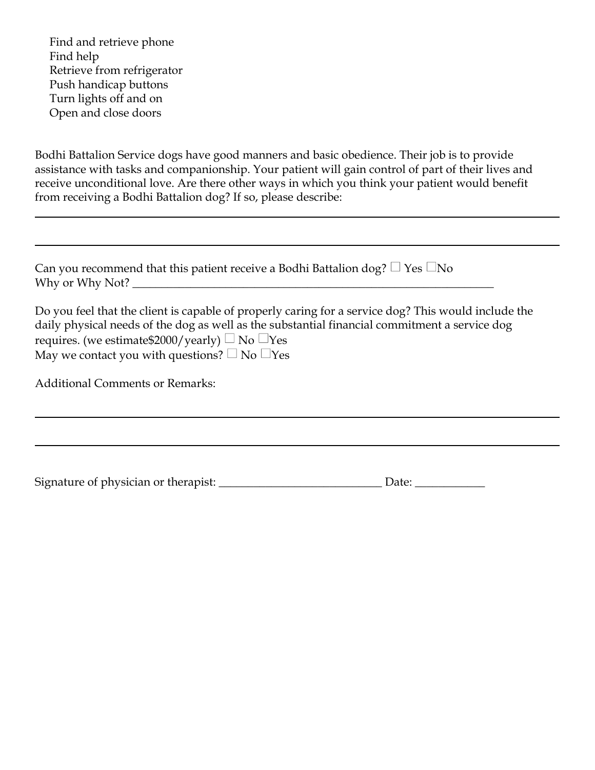Find and retrieve phone
Find help
Retrieve from refrigerator
Push handicap buttons
Turn lights off and on
Open and close doors

Bodhi Battalion Service dogs have good manners and basic obedience. Their job is to provide assistance with tasks and companionship. Your patient will gain control of part of their lives and receive unconditional love. Are there other ways in which you think your patient would benefit from receiving a Bodhi Battalion dog? If so, please describe:

______________________________________________________________________________

______________________________________________________________________________

Can you recommend that this patient receive a Bodhi Battalion dog? ☐ Yes ☐No
Why or Why Not? _______________________________________________________________

Do you feel that the client is capable of properly caring for a service dog? This would include the daily physical needs of the dog as well as the substantial financial commitment a service dog requires. (we estimate$2000/yearly) ☐ No ☐Yes
May we contact you with questions? ☐ No ☐Yes

Additional Comments or Remarks:

______________________________________________________________________________

______________________________________________________________________________

Signature of physician or therapist: ___________________________ Date: ___________